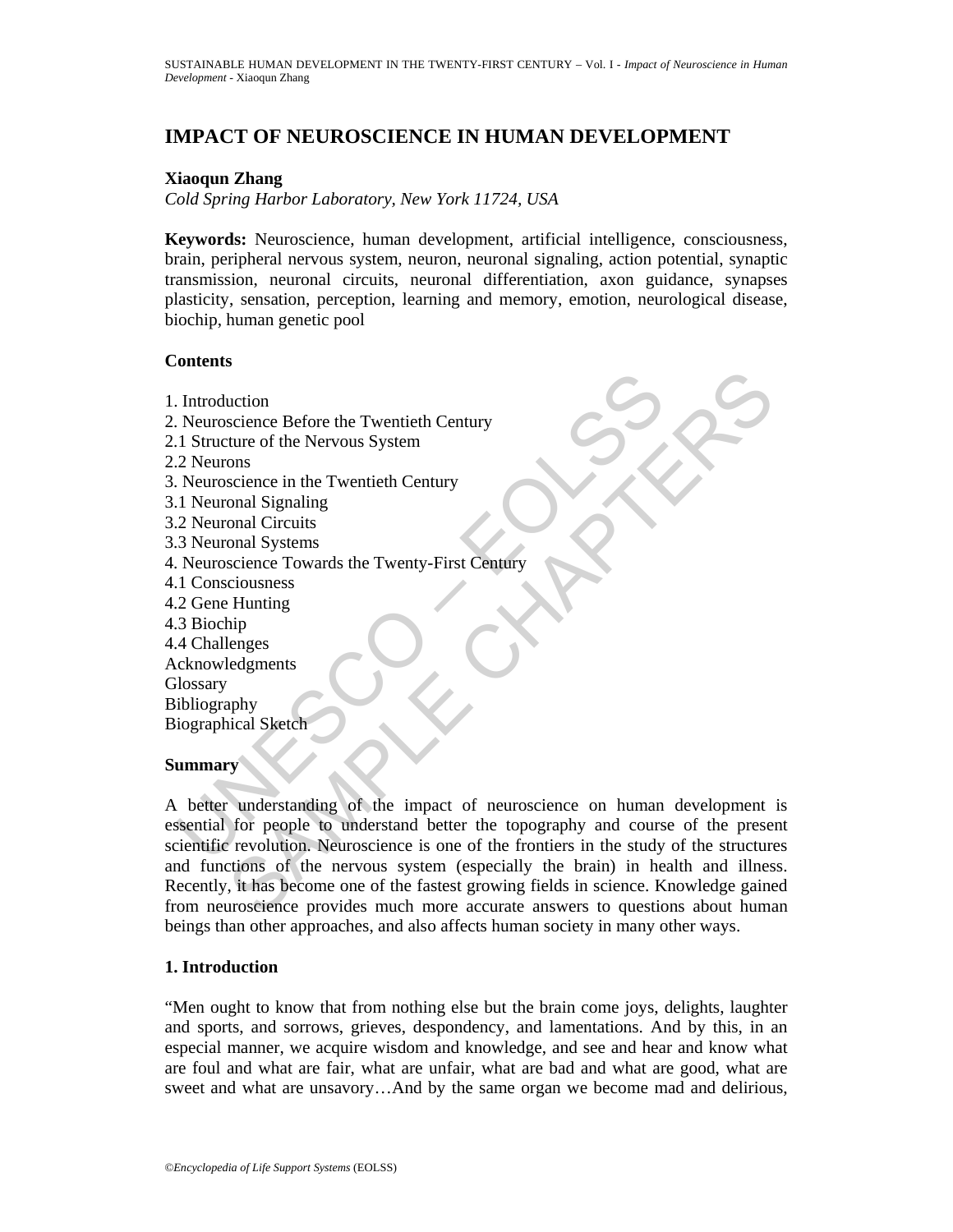# IMPACT OF NEUROSCIENCE IN HUMAN DEVELOPMENT

**Xiaoqun Zhang**

*Cold Spring Harbor Laboratory, New York 11724, USA*

**Keywords:** Neuroscience, human development, artificial intelligence, consciousness, brain, peripheral nervous system, neuron, neuronal signaling, action potential, synaptic transmission, neuronal circuits, neuronal differentiation, axon guidance, synapses plasticity, sensation, perception, learning and memory, emotion, neurological disease, biochip, human genetic pool

## Contents

1. Introduction
2. Neuroscience Before the Twentieth Century
2.1 Structure of the Nervous System
2.2 Neurons
3. Neuroscience in the Twentieth Century
3.1 Neuronal Signaling
3.2 Neuronal Circuits
3.3 Neuronal Systems
4. Neuroscience Towards the Twenty-First Century
4.1 Consciousness
4.2 Gene Hunting
4.3 Biochip
4.4 Challenges

Acknowledgments
Glossary
Bibliography
Biographical Sketch

## Summary

A better understanding of the impact of neuroscience on human development is essential for people to understand better the topography and course of the present scientific revolution. Neuroscience is one of the frontiers in the study of the structures and functions of the nervous system (especially the brain) in health and illness. Recently, it has become one of the fastest growing fields in science. Knowledge gained from neuroscience provides much more accurate answers to questions about human beings than other approaches, and also affects human society in many other ways.

## 1. Introduction

"Men ought to know that from nothing else but the brain come joys, delights, laughter and sports, and sorrows, grieves, despondency, and lamentations. And by this, in an especial manner, we acquire wisdom and knowledge, and see and hear and know what are foul and what are fair, what are unfair, what are bad and what are good, what are sweet and what are unsavory…And by the same organ we become mad and delirious,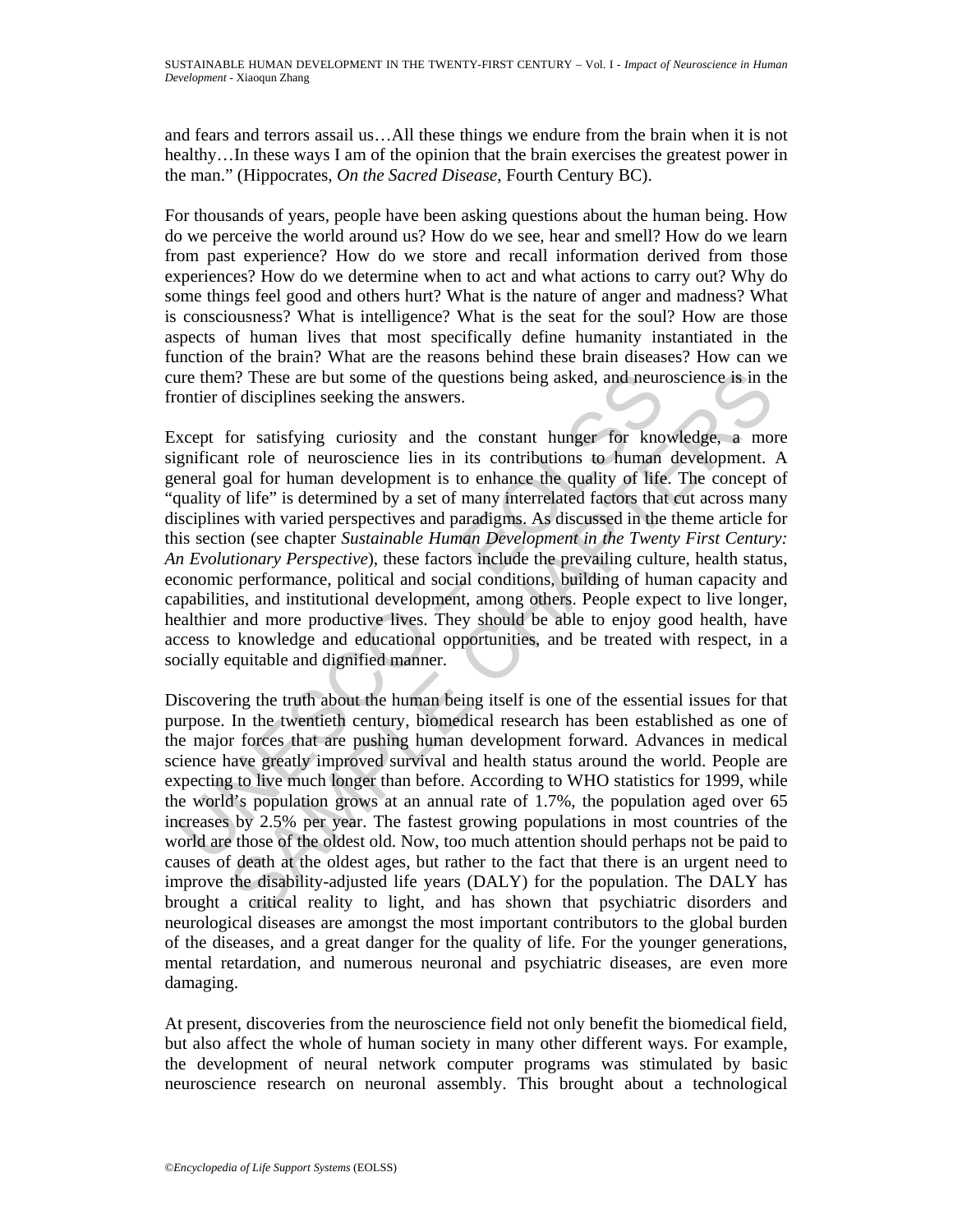and fears and terrors assail us…All these things we endure from the brain when it is not healthy…In these ways I am of the opinion that the brain exercises the greatest power in the man." (Hippocrates, *On the Sacred Disease*, Fourth Century BC).

For thousands of years, people have been asking questions about the human being. How do we perceive the world around us? How do we see, hear and smell? How do we learn from past experience? How do we store and recall information derived from those experiences? How do we determine when to act and what actions to carry out? Why do some things feel good and others hurt? What is the nature of anger and madness? What is consciousness? What is intelligence? What is the seat for the soul? How are those aspects of human lives that most specifically define humanity instantiated in the function of the brain? What are the reasons behind these brain diseases? How can we cure them? These are but some of the questions being asked, and neuroscience is in the frontier of disciplines seeking the answers.

Except for satisfying curiosity and the constant hunger for knowledge, a more significant role of neuroscience lies in its contributions to human development. A general goal for human development is to enhance the quality of life. The concept of "quality of life" is determined by a set of many interrelated factors that cut across many disciplines with varied perspectives and paradigms. As discussed in the theme article for this section (see chapter *Sustainable Human Development in the Twenty First Century: An Evolutionary Perspective*), these factors include the prevailing culture, health status, economic performance, political and social conditions, building of human capacity and capabilities, and institutional development, among others. People expect to live longer, healthier and more productive lives. They should be able to enjoy good health, have access to knowledge and educational opportunities, and be treated with respect, in a socially equitable and dignified manner.

Discovering the truth about the human being itself is one of the essential issues for that purpose. In the twentieth century, biomedical research has been established as one of the major forces that are pushing human development forward. Advances in medical science have greatly improved survival and health status around the world. People are expecting to live much longer than before. According to WHO statistics for 1999, while the world's population grows at an annual rate of 1.7%, the population aged over 65 increases by 2.5% per year. The fastest growing populations in most countries of the world are those of the oldest old. Now, too much attention should perhaps not be paid to causes of death at the oldest ages, but rather to the fact that there is an urgent need to improve the disability-adjusted life years (DALY) for the population. The DALY has brought a critical reality to light, and has shown that psychiatric disorders and neurological diseases are amongst the most important contributors to the global burden of the diseases, and a great danger for the quality of life. For the younger generations, mental retardation, and numerous neuronal and psychiatric diseases, are even more damaging.

At present, discoveries from the neuroscience field not only benefit the biomedical field, but also affect the whole of human society in many other different ways. For example, the development of neural network computer programs was stimulated by basic neuroscience research on neuronal assembly. This brought about a technological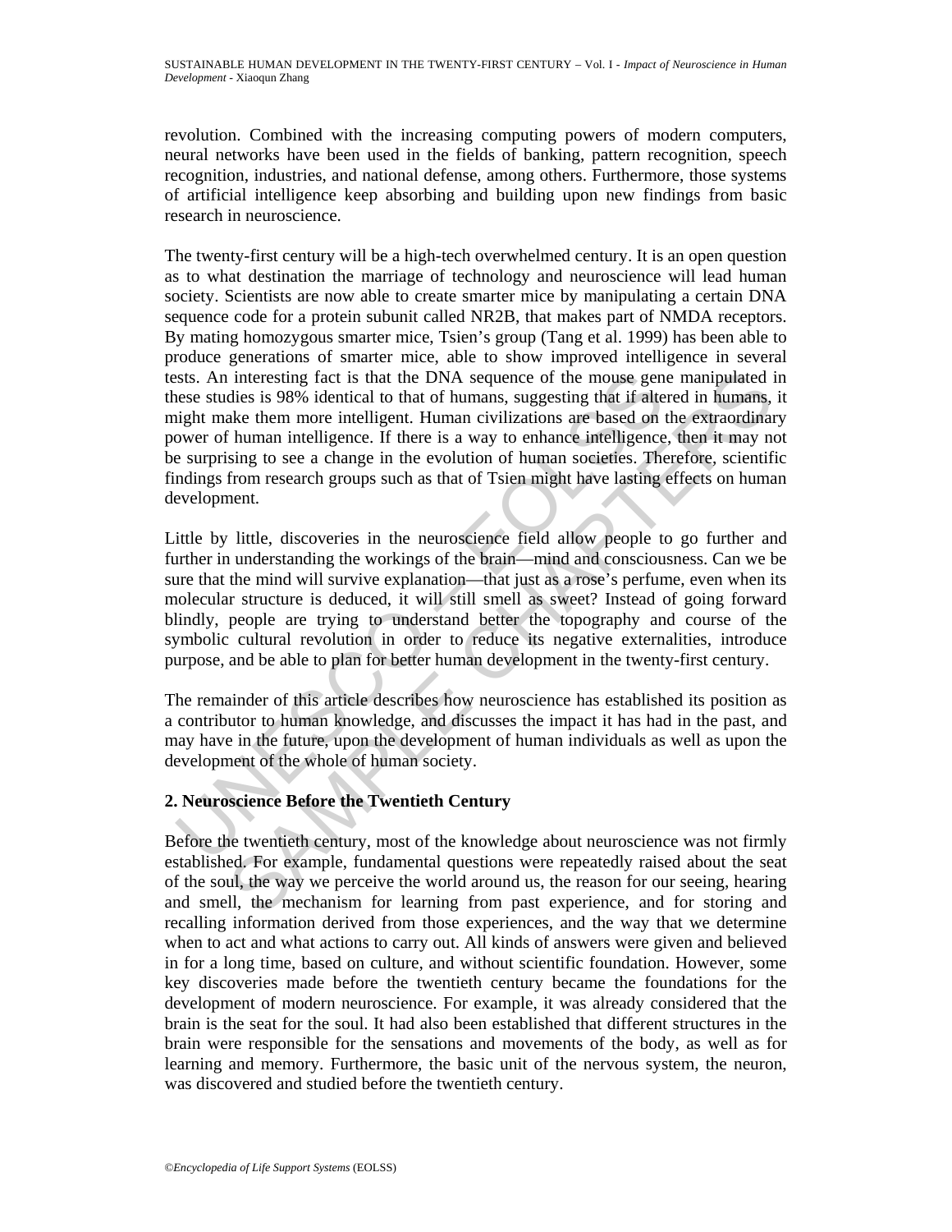revolution. Combined with the increasing computing powers of modern computers, neural networks have been used in the fields of banking, pattern recognition, speech recognition, industries, and national defense, among others. Furthermore, those systems of artificial intelligence keep absorbing and building upon new findings from basic research in neuroscience.

The twenty-first century will be a high-tech overwhelmed century. It is an open question as to what destination the marriage of technology and neuroscience will lead human society. Scientists are now able to create smarter mice by manipulating a certain DNA sequence code for a protein subunit called NR2B, that makes part of NMDA receptors. By mating homozygous smarter mice, Tsien's group (Tang et al. 1999) has been able to produce generations of smarter mice, able to show improved intelligence in several tests. An interesting fact is that the DNA sequence of the mouse gene manipulated in these studies is 98% identical to that of humans, suggesting that if altered in humans, it might make them more intelligent. Human civilizations are based on the extraordinary power of human intelligence. If there is a way to enhance intelligence, then it may not be surprising to see a change in the evolution of human societies. Therefore, scientific findings from research groups such as that of Tsien might have lasting effects on human development.

Little by little, discoveries in the neuroscience field allow people to go further and further in understanding the workings of the brain—mind and consciousness. Can we be sure that the mind will survive explanation—that just as a rose's perfume, even when its molecular structure is deduced, it will still smell as sweet? Instead of going forward blindly, people are trying to understand better the topography and course of the symbolic cultural revolution in order to reduce its negative externalities, introduce purpose, and be able to plan for better human development in the twenty-first century.

The remainder of this article describes how neuroscience has established its position as a contributor to human knowledge, and discusses the impact it has had in the past, and may have in the future, upon the development of human individuals as well as upon the development of the whole of human society.

## 2. Neuroscience Before the Twentieth Century

Before the twentieth century, most of the knowledge about neuroscience was not firmly established. For example, fundamental questions were repeatedly raised about the seat of the soul, the way we perceive the world around us, the reason for our seeing, hearing and smell, the mechanism for learning from past experience, and for storing and recalling information derived from those experiences, and the way that we determine when to act and what actions to carry out. All kinds of answers were given and believed in for a long time, based on culture, and without scientific foundation. However, some key discoveries made before the twentieth century became the foundations for the development of modern neuroscience. For example, it was already considered that the brain is the seat for the soul. It had also been established that different structures in the brain were responsible for the sensations and movements of the body, as well as for learning and memory. Furthermore, the basic unit of the nervous system, the neuron, was discovered and studied before the twentieth century.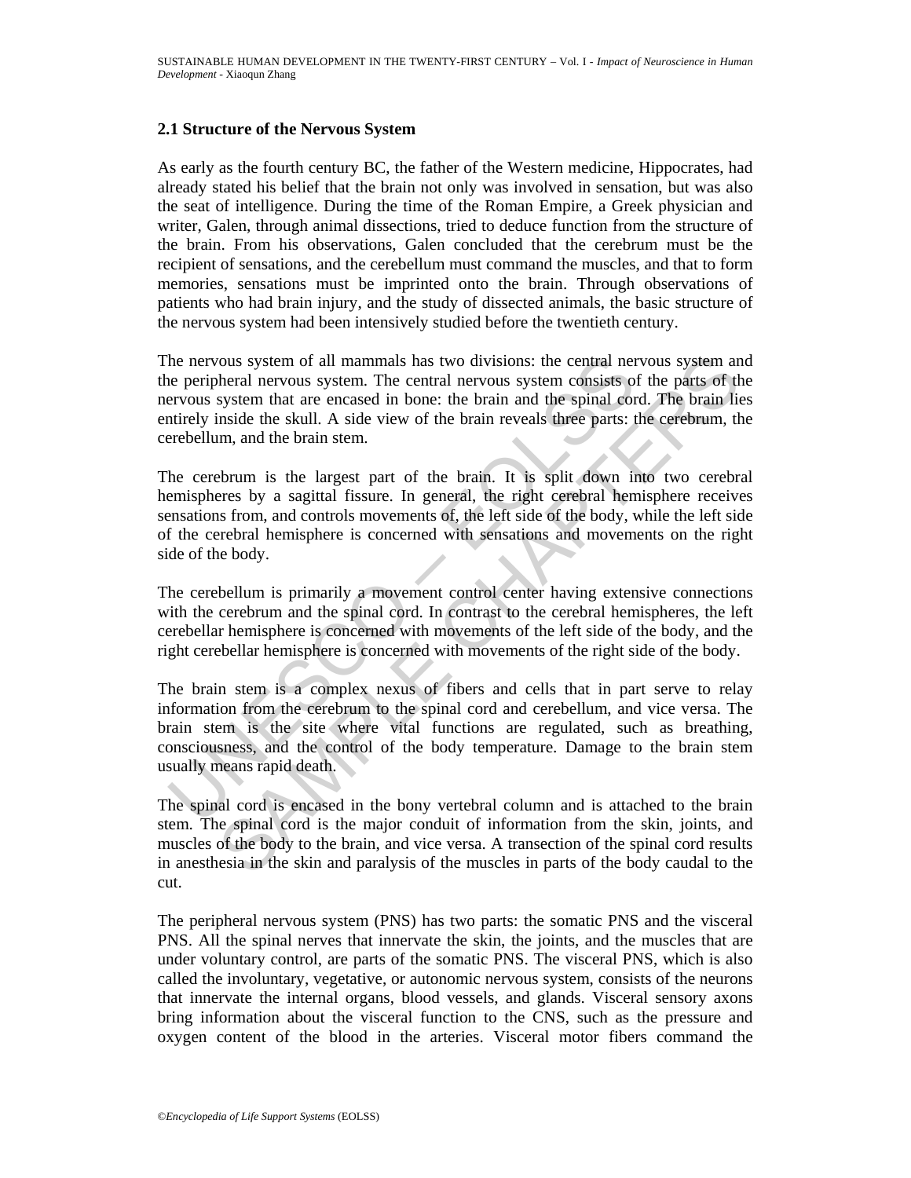### 2.1 Structure of the Nervous System

As early as the fourth century BC, the father of the Western medicine, Hippocrates, had already stated his belief that the brain not only was involved in sensation, but was also the seat of intelligence. During the time of the Roman Empire, a Greek physician and writer, Galen, through animal dissections, tried to deduce function from the structure of the brain. From his observations, Galen concluded that the cerebrum must be the recipient of sensations, and the cerebellum must command the muscles, and that to form memories, sensations must be imprinted onto the brain. Through observations of patients who had brain injury, and the study of dissected animals, the basic structure of the nervous system had been intensively studied before the twentieth century.

The nervous system of all mammals has two divisions: the central nervous system and the peripheral nervous system. The central nervous system consists of the parts of the nervous system that are encased in bone: the brain and the spinal cord. The brain lies entirely inside the skull. A side view of the brain reveals three parts: the cerebrum, the cerebellum, and the brain stem.

The cerebrum is the largest part of the brain. It is split down into two cerebral hemispheres by a sagittal fissure. In general, the right cerebral hemisphere receives sensations from, and controls movements of, the left side of the body, while the left side of the cerebral hemisphere is concerned with sensations and movements on the right side of the body.

The cerebellum is primarily a movement control center having extensive connections with the cerebrum and the spinal cord. In contrast to the cerebral hemispheres, the left cerebellar hemisphere is concerned with movements of the left side of the body, and the right cerebellar hemisphere is concerned with movements of the right side of the body.

The brain stem is a complex nexus of fibers and cells that in part serve to relay information from the cerebrum to the spinal cord and cerebellum, and vice versa. The brain stem is the site where vital functions are regulated, such as breathing, consciousness, and the control of the body temperature. Damage to the brain stem usually means rapid death.

The spinal cord is encased in the bony vertebral column and is attached to the brain stem. The spinal cord is the major conduit of information from the skin, joints, and muscles of the body to the brain, and vice versa. A transection of the spinal cord results in anesthesia in the skin and paralysis of the muscles in parts of the body caudal to the cut.

The peripheral nervous system (PNS) has two parts: the somatic PNS and the visceral PNS. All the spinal nerves that innervate the skin, the joints, and the muscles that are under voluntary control, are parts of the somatic PNS. The visceral PNS, which is also called the involuntary, vegetative, or autonomic nervous system, consists of the neurons that innervate the internal organs, blood vessels, and glands. Visceral sensory axons bring information about the visceral function to the CNS, such as the pressure and oxygen content of the blood in the arteries. Visceral motor fibers command the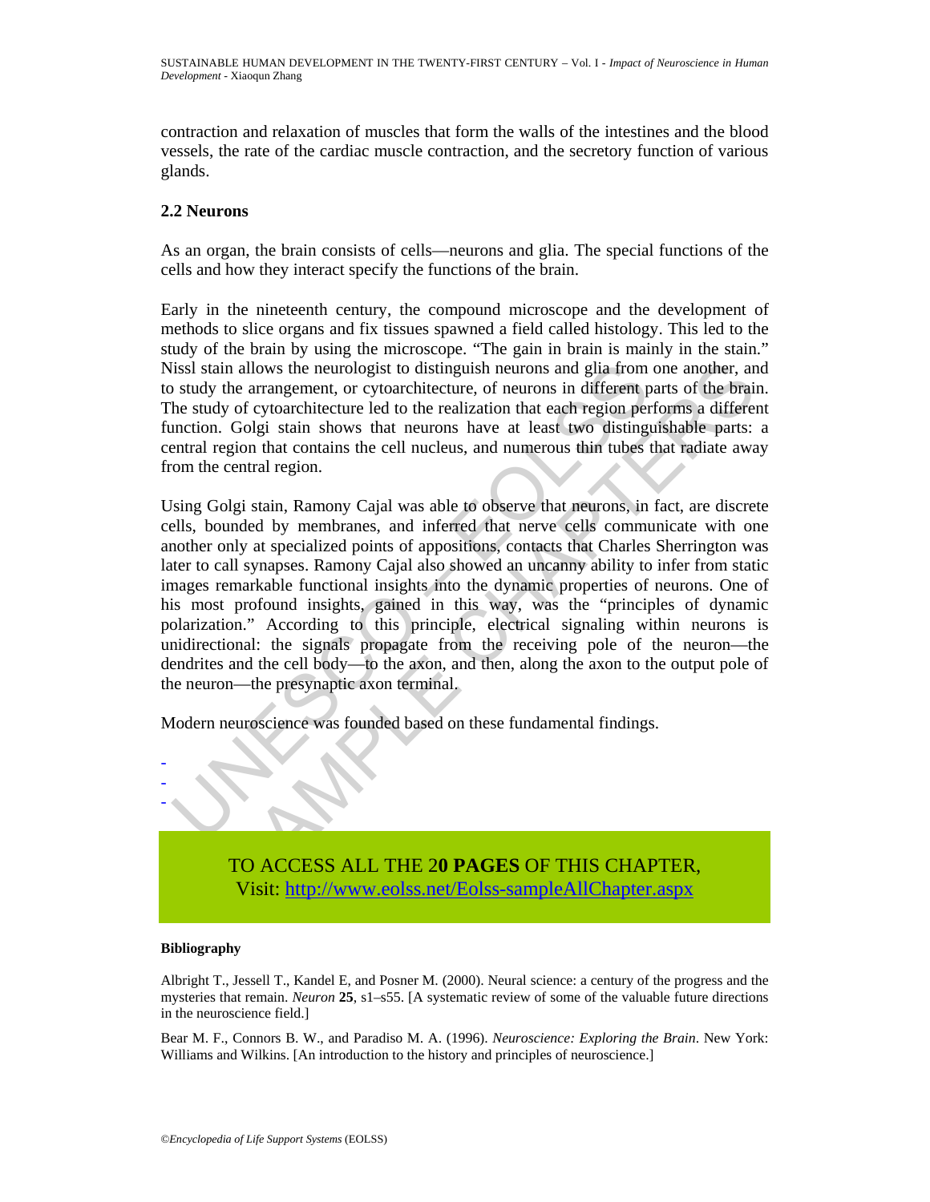contraction and relaxation of muscles that form the walls of the intestines and the blood vessels, the rate of the cardiac muscle contraction, and the secretory function of various glands.

### 2.2 Neurons

As an organ, the brain consists of cells—neurons and glia. The special functions of the cells and how they interact specify the functions of the brain.

Early in the nineteenth century, the compound microscope and the development of methods to slice organs and fix tissues spawned a field called histology. This led to the study of the brain by using the microscope. "The gain in brain is mainly in the stain." Nissl stain allows the neurologist to distinguish neurons and glia from one another, and to study the arrangement, or cytoarchitecture, of neurons in different parts of the brain. The study of cytoarchitecture led to the realization that each region performs a different function. Golgi stain shows that neurons have at least two distinguishable parts: a central region that contains the cell nucleus, and numerous thin tubes that radiate away from the central region.

Using Golgi stain, Ramony Cajal was able to observe that neurons, in fact, are discrete cells, bounded by membranes, and inferred that nerve cells communicate with one another only at specialized points of appositions, contacts that Charles Sherrington was later to call synapses. Ramony Cajal also showed an uncanny ability to infer from static images remarkable functional insights into the dynamic properties of neurons. One of his most profound insights, gained in this way, was the "principles of dynamic polarization." According to this principle, electrical signaling within neurons is unidirectional: the signals propagate from the receiving pole of the neuron—the dendrites and the cell body—to the axon, and then, along the axon to the output pole of the neuron—the presynaptic axon terminal.

Modern neuroscience was founded based on these fundamental findings.

-
-
-

TO ACCESS ALL THE 2**0 PAGES** OF THIS CHAPTER,
Visit: [http://www.eolss.net/Eolss-sampleAllChapter.aspx](http://www.eolss.net/Eolss-sampleAllChapter.aspx)

#### Bibliography

Albright T., Jessell T., Kandel E, and Posner M. (2000). Neural science: a century of the progress and the mysteries that remain. *Neuron* **25**, s1–s55. [A systematic review of some of the valuable future directions in the neuroscience field.]

Bear M. F., Connors B. W., and Paradiso M. A. (1996). *Neuroscience: Exploring the Brain*. New York: Williams and Wilkins. [An introduction to the history and principles of neuroscience.]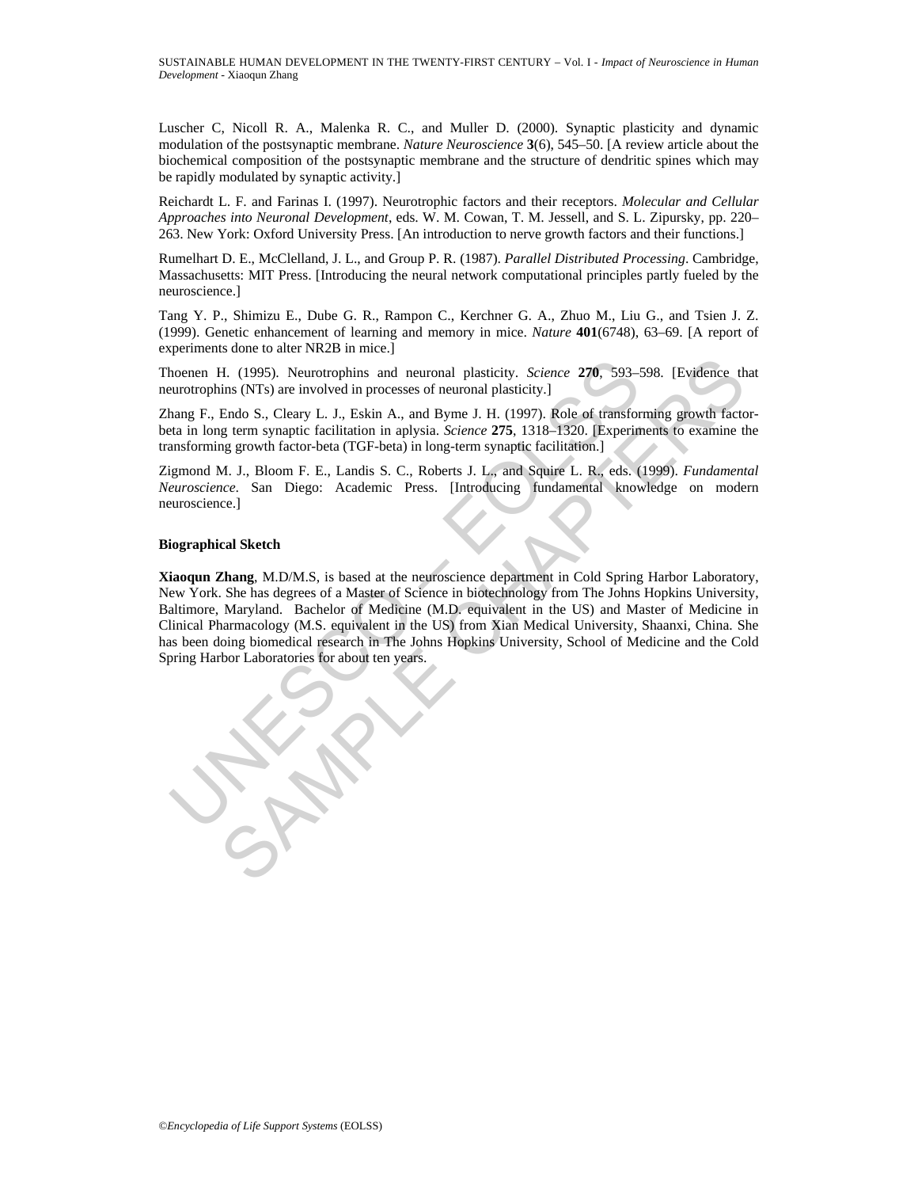Luscher C, Nicoll R. A., Malenka R. C., and Muller D. (2000). Synaptic plasticity and dynamic modulation of the postsynaptic membrane. *Nature Neuroscience* **3**(6), 545–50. [A review article about the biochemical composition of the postsynaptic membrane and the structure of dendritic spines which may be rapidly modulated by synaptic activity.]

Reichardt L. F. and Farinas I. (1997). Neurotrophic factors and their receptors. *Molecular and Cellular Approaches into Neuronal Development*, eds. W. M. Cowan, T. M. Jessell, and S. L. Zipursky, pp. 220–263. New York: Oxford University Press. [An introduction to nerve growth factors and their functions.]

Rumelhart D. E., McClelland, J. L., and Group P. R. (1987). *Parallel Distributed Processing*. Cambridge, Massachusetts: MIT Press. [Introducing the neural network computational principles partly fueled by the neuroscience.]

Tang Y. P., Shimizu E., Dube G. R., Rampon C., Kerchner G. A., Zhuo M., Liu G., and Tsien J. Z. (1999). Genetic enhancement of learning and memory in mice. *Nature* **401**(6748), 63–69. [A report of experiments done to alter NR2B in mice.]

Thoenen H. (1995). Neurotrophins and neuronal plasticity. *Science* **270**, 593–598. [Evidence that neurotrophins (NTs) are involved in processes of neuronal plasticity.]

Zhang F., Endo S., Cleary L. J., Eskin A., and Byme J. H. (1997). Role of transforming growth factor-beta in long term synaptic facilitation in aplysia. *Science* **275**, 1318–1320. [Experiments to examine the transforming growth factor-beta (TGF-beta) in long-term synaptic facilitation.]

Zigmond M. J., Bloom F. E., Landis S. C., Roberts J. L., and Squire L. R., eds. (1999). *Fundamental Neuroscience*. San Diego: Academic Press. [Introducing fundamental knowledge on modern neuroscience.]

**Biographical Sketch**

**Xiaoqun Zhang**, M.D/M.S, is based at the neuroscience department in Cold Spring Harbor Laboratory, New York. She has degrees of a Master of Science in biotechnology from The Johns Hopkins University, Baltimore, Maryland. Bachelor of Medicine (M.D. equivalent in the US) and Master of Medicine in Clinical Pharmacology (M.S. equivalent in the US) from Xian Medical University, Shaanxi, China. She has been doing biomedical research in The Johns Hopkins University, School of Medicine and the Cold Spring Harbor Laboratories for about ten years.